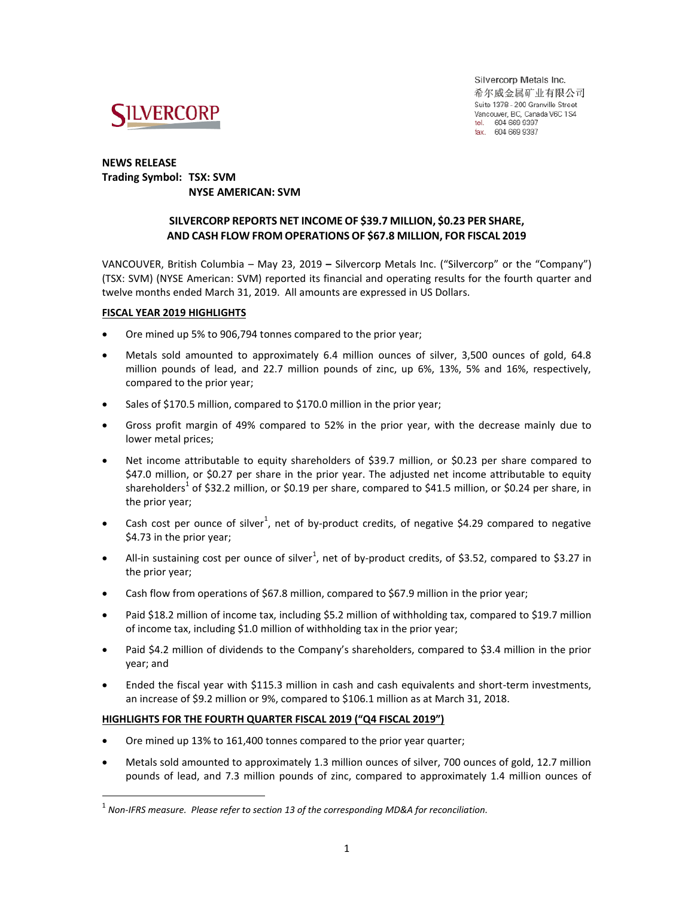Silvercorp Metals Inc.
希尔威金属矿业有限公司
Suite 1378 - 200 Granville Street
Vancouver, BC, Canada V6C 1S4
tel. 604 669 9397
fax. 604 669 9387

**NEWS RELEASE**
**Trading Symbol: TSX: SVM**
**NYSE AMERICAN: SVM**

## SILVERCORP REPORTS NET INCOME OF $39.7 MILLION, $0.23 PER SHARE, AND CASH FLOW FROM OPERATIONS OF $67.8 MILLION, FOR FISCAL 2019

VANCOUVER, British Columbia – May 23, 2019 **–** Silvercorp Metals Inc. ("Silvercorp" or the "Company") (TSX: SVM) (NYSE American: SVM) reported its financial and operating results for the fourth quarter and twelve months ended March 31, 2019. All amounts are expressed in US Dollars.

### FISCAL YEAR 2019 HIGHLIGHTS

- Ore mined up 5% to 906,794 tonnes compared to the prior year;
- Metals sold amounted to approximately 6.4 million ounces of silver, 3,500 ounces of gold, 64.8 million pounds of lead, and 22.7 million pounds of zinc, up 6%, 13%, 5% and 16%, respectively, compared to the prior year;
- Sales of $170.5 million, compared to $170.0 million in the prior year;
- Gross profit margin of 49% compared to 52% in the prior year, with the decrease mainly due to lower metal prices;
- Net income attributable to equity shareholders of $39.7 million, or $0.23 per share compared to $47.0 million, or $0.27 per share in the prior year. The adjusted net income attributable to equity shareholders[1] of $32.2 million, or $0.19 per share, compared to $41.5 million, or $0.24 per share, in the prior year;
- Cash cost per ounce of silver[1], net of by-product credits, of negative $4.29 compared to negative $4.73 in the prior year;
- All-in sustaining cost per ounce of silver[1], net of by-product credits, of $3.52, compared to $3.27 in the prior year;
- Cash flow from operations of $67.8 million, compared to $67.9 million in the prior year;
- Paid $18.2 million of income tax, including $5.2 million of withholding tax, compared to $19.7 million of income tax, including $1.0 million of withholding tax in the prior year;
- Paid $4.2 million of dividends to the Company's shareholders, compared to $3.4 million in the prior year; and
- Ended the fiscal year with $115.3 million in cash and cash equivalents and short-term investments, an increase of $9.2 million or 9%, compared to $106.1 million as at March 31, 2018.

### HIGHLIGHTS FOR THE FOURTH QUARTER FISCAL 2019 ("Q4 FISCAL 2019")

- Ore mined up 13% to 161,400 tonnes compared to the prior year quarter;
- Metals sold amounted to approximately 1.3 million ounces of silver, 700 ounces of gold, 12.7 million pounds of lead, and 7.3 million pounds of zinc, compared to approximately 1.4 million ounces of

[1] *Non-IFRS measure. Please refer to section 13 of the corresponding MD&A for reconciliation.*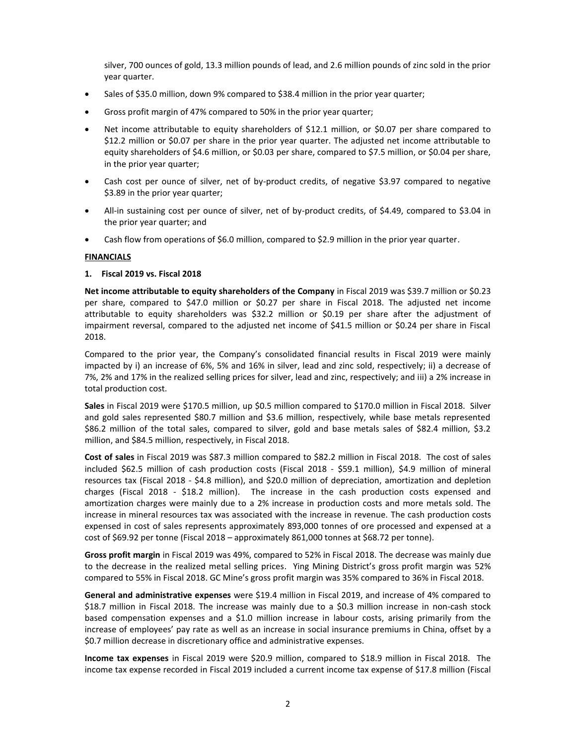silver, 700 ounces of gold, 13.3 million pounds of lead, and 2.6 million pounds of zinc sold in the prior year quarter.

- Sales of $35.0 million, down 9% compared to $38.4 million in the prior year quarter;
- Gross profit margin of 47% compared to 50% in the prior year quarter;
- Net income attributable to equity shareholders of $12.1 million, or $0.07 per share compared to $12.2 million or $0.07 per share in the prior year quarter. The adjusted net income attributable to equity shareholders of $4.6 million, or $0.03 per share, compared to $7.5 million, or $0.04 per share, in the prior year quarter;
- Cash cost per ounce of silver, net of by-product credits, of negative $3.97 compared to negative $3.89 in the prior year quarter;
- All-in sustaining cost per ounce of silver, net of by-product credits, of $4.49, compared to $3.04 in the prior year quarter; and
- Cash flow from operations of $6.0 million, compared to $2.9 million in the prior year quarter.

**FINANCIALS**

**1. Fiscal 2019 vs. Fiscal 2018**

**Net income attributable to equity shareholders of the Company** in Fiscal 2019 was $39.7 million or $0.23 per share, compared to $47.0 million or $0.27 per share in Fiscal 2018. The adjusted net income attributable to equity shareholders was $32.2 million or $0.19 per share after the adjustment of impairment reversal, compared to the adjusted net income of $41.5 million or $0.24 per share in Fiscal 2018.

Compared to the prior year, the Company's consolidated financial results in Fiscal 2019 were mainly impacted by i) an increase of 6%, 5% and 16% in silver, lead and zinc sold, respectively; ii) a decrease of 7%, 2% and 17% in the realized selling prices for silver, lead and zinc, respectively; and iii) a 2% increase in total production cost.

**Sales** in Fiscal 2019 were $170.5 million, up $0.5 million compared to $170.0 million in Fiscal 2018. Silver and gold sales represented $80.7 million and $3.6 million, respectively, while base metals represented $86.2 million of the total sales, compared to silver, gold and base metals sales of $82.4 million, $3.2 million, and $84.5 million, respectively, in Fiscal 2018.

**Cost of sales** in Fiscal 2019 was $87.3 million compared to $82.2 million in Fiscal 2018. The cost of sales included $62.5 million of cash production costs (Fiscal 2018 - $59.1 million), $4.9 million of mineral resources tax (Fiscal 2018 - $4.8 million), and $20.0 million of depreciation, amortization and depletion charges (Fiscal 2018 - $18.2 million). The increase in the cash production costs expensed and amortization charges were mainly due to a 2% increase in production costs and more metals sold. The increase in mineral resources tax was associated with the increase in revenue. The cash production costs expensed in cost of sales represents approximately 893,000 tonnes of ore processed and expensed at a cost of $69.92 per tonne (Fiscal 2018 – approximately 861,000 tonnes at $68.72 per tonne).

**Gross profit margin** in Fiscal 2019 was 49%, compared to 52% in Fiscal 2018. The decrease was mainly due to the decrease in the realized metal selling prices. Ying Mining District's gross profit margin was 52% compared to 55% in Fiscal 2018. GC Mine's gross profit margin was 35% compared to 36% in Fiscal 2018.

**General and administrative expenses** were $19.4 million in Fiscal 2019, and increase of 4% compared to $18.7 million in Fiscal 2018. The increase was mainly due to a $0.3 million increase in non-cash stock based compensation expenses and a $1.0 million increase in labour costs, arising primarily from the increase of employees' pay rate as well as an increase in social insurance premiums in China, offset by a $0.7 million decrease in discretionary office and administrative expenses.

**Income tax expenses** in Fiscal 2019 were $20.9 million, compared to $18.9 million in Fiscal 2018. The income tax expense recorded in Fiscal 2019 included a current income tax expense of $17.8 million (Fiscal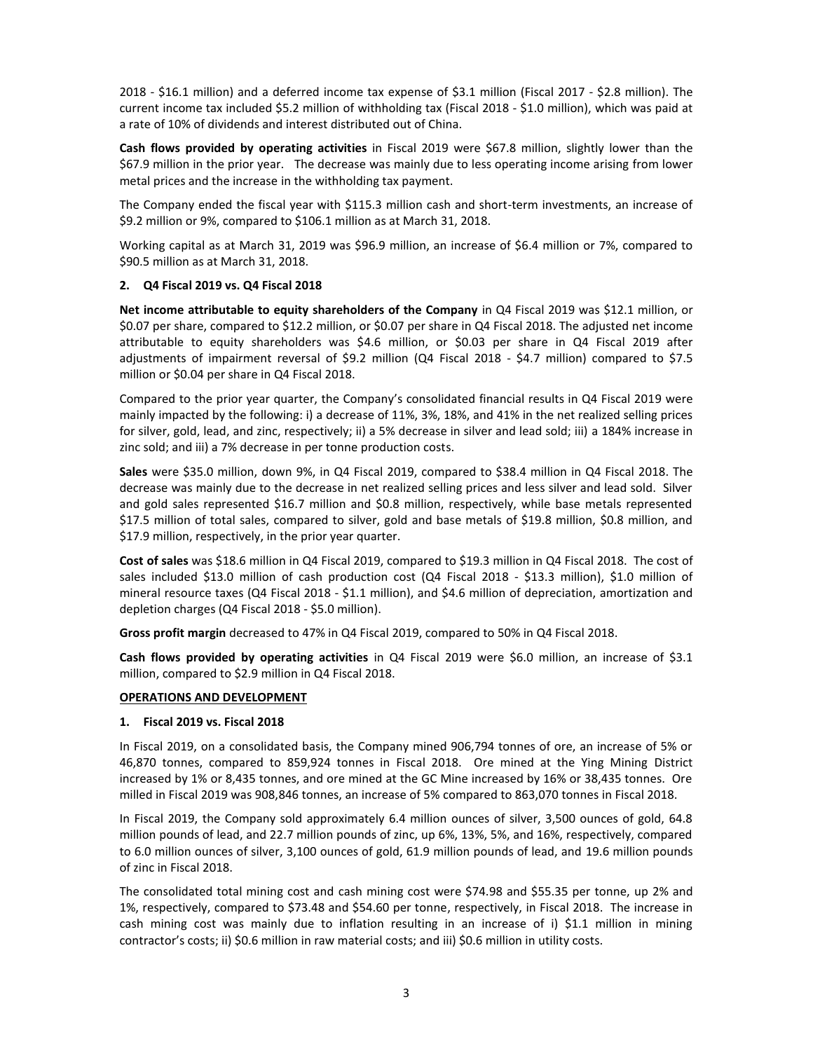2018 - $16.1 million) and a deferred income tax expense of $3.1 million (Fiscal 2017 - $2.8 million). The current income tax included $5.2 million of withholding tax (Fiscal 2018 - $1.0 million), which was paid at a rate of 10% of dividends and interest distributed out of China.

**Cash flows provided by operating activities** in Fiscal 2019 were $67.8 million, slightly lower than the $67.9 million in the prior year. The decrease was mainly due to less operating income arising from lower metal prices and the increase in the withholding tax payment.

The Company ended the fiscal year with $115.3 million cash and short-term investments, an increase of $9.2 million or 9%, compared to $106.1 million as at March 31, 2018.

Working capital as at March 31, 2019 was $96.9 million, an increase of $6.4 million or 7%, compared to $90.5 million as at March 31, 2018.

**2. Q4 Fiscal 2019 vs. Q4 Fiscal 2018**

**Net income attributable to equity shareholders of the Company** in Q4 Fiscal 2019 was $12.1 million, or $0.07 per share, compared to $12.2 million, or $0.07 per share in Q4 Fiscal 2018. The adjusted net income attributable to equity shareholders was $4.6 million, or $0.03 per share in Q4 Fiscal 2019 after adjustments of impairment reversal of $9.2 million (Q4 Fiscal 2018 - $4.7 million) compared to $7.5 million or $0.04 per share in Q4 Fiscal 2018.

Compared to the prior year quarter, the Company's consolidated financial results in Q4 Fiscal 2019 were mainly impacted by the following: i) a decrease of 11%, 3%, 18%, and 41% in the net realized selling prices for silver, gold, lead, and zinc, respectively; ii) a 5% decrease in silver and lead sold; iii) a 184% increase in zinc sold; and iii) a 7% decrease in per tonne production costs.

**Sales** were $35.0 million, down 9%, in Q4 Fiscal 2019, compared to $38.4 million in Q4 Fiscal 2018. The decrease was mainly due to the decrease in net realized selling prices and less silver and lead sold. Silver and gold sales represented $16.7 million and $0.8 million, respectively, while base metals represented $17.5 million of total sales, compared to silver, gold and base metals of $19.8 million, $0.8 million, and $17.9 million, respectively, in the prior year quarter.

**Cost of sales** was $18.6 million in Q4 Fiscal 2019, compared to $19.3 million in Q4 Fiscal 2018. The cost of sales included $13.0 million of cash production cost (Q4 Fiscal 2018 - $13.3 million), $1.0 million of mineral resource taxes (Q4 Fiscal 2018 - $1.1 million), and $4.6 million of depreciation, amortization and depletion charges (Q4 Fiscal 2018 - $5.0 million).

**Gross profit margin** decreased to 47% in Q4 Fiscal 2019, compared to 50% in Q4 Fiscal 2018.

**Cash flows provided by operating activities** in Q4 Fiscal 2019 were $6.0 million, an increase of $3.1 million, compared to $2.9 million in Q4 Fiscal 2018.

**OPERATIONS AND DEVELOPMENT**

**1. Fiscal 2019 vs. Fiscal 2018**

In Fiscal 2019, on a consolidated basis, the Company mined 906,794 tonnes of ore, an increase of 5% or 46,870 tonnes, compared to 859,924 tonnes in Fiscal 2018. Ore mined at the Ying Mining District increased by 1% or 8,435 tonnes, and ore mined at the GC Mine increased by 16% or 38,435 tonnes. Ore milled in Fiscal 2019 was 908,846 tonnes, an increase of 5% compared to 863,070 tonnes in Fiscal 2018.

In Fiscal 2019, the Company sold approximately 6.4 million ounces of silver, 3,500 ounces of gold, 64.8 million pounds of lead, and 22.7 million pounds of zinc, up 6%, 13%, 5%, and 16%, respectively, compared to 6.0 million ounces of silver, 3,100 ounces of gold, 61.9 million pounds of lead, and 19.6 million pounds of zinc in Fiscal 2018.

The consolidated total mining cost and cash mining cost were $74.98 and $55.35 per tonne, up 2% and 1%, respectively, compared to $73.48 and $54.60 per tonne, respectively, in Fiscal 2018. The increase in cash mining cost was mainly due to inflation resulting in an increase of i) $1.1 million in mining contractor's costs; ii) $0.6 million in raw material costs; and iii) $0.6 million in utility costs.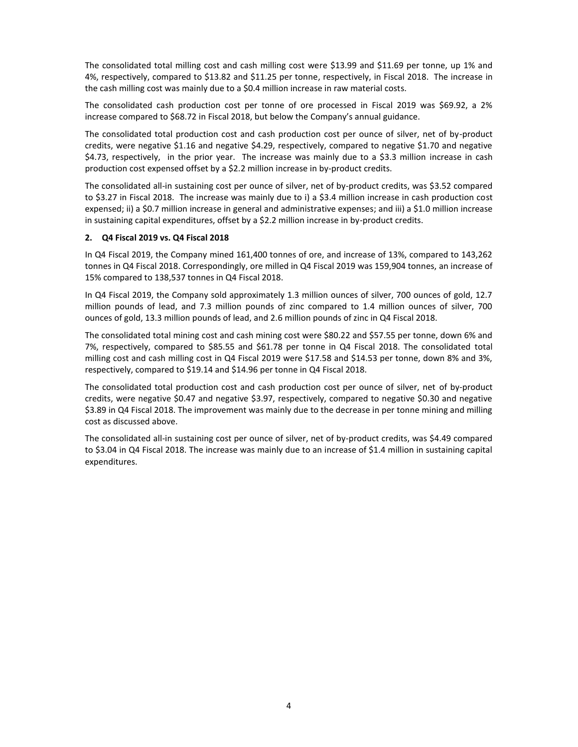The consolidated total milling cost and cash milling cost were $13.99 and $11.69 per tonne, up 1% and 4%, respectively, compared to $13.82 and $11.25 per tonne, respectively, in Fiscal 2018. The increase in the cash milling cost was mainly due to a $0.4 million increase in raw material costs.

The consolidated cash production cost per tonne of ore processed in Fiscal 2019 was $69.92, a 2% increase compared to $68.72 in Fiscal 2018, but below the Company's annual guidance.

The consolidated total production cost and cash production cost per ounce of silver, net of by-product credits, were negative $1.16 and negative $4.29, respectively, compared to negative $1.70 and negative $4.73, respectively, in the prior year. The increase was mainly due to a $3.3 million increase in cash production cost expensed offset by a $2.2 million increase in by-product credits.

The consolidated all-in sustaining cost per ounce of silver, net of by-product credits, was $3.52 compared to $3.27 in Fiscal 2018. The increase was mainly due to i) a $3.4 million increase in cash production cost expensed; ii) a $0.7 million increase in general and administrative expenses; and iii) a $1.0 million increase in sustaining capital expenditures, offset by a $2.2 million increase in by-product credits.

**2. Q4 Fiscal 2019 vs. Q4 Fiscal 2018**

In Q4 Fiscal 2019, the Company mined 161,400 tonnes of ore, and increase of 13%, compared to 143,262 tonnes in Q4 Fiscal 2018. Correspondingly, ore milled in Q4 Fiscal 2019 was 159,904 tonnes, an increase of 15% compared to 138,537 tonnes in Q4 Fiscal 2018.

In Q4 Fiscal 2019, the Company sold approximately 1.3 million ounces of silver, 700 ounces of gold, 12.7 million pounds of lead, and 7.3 million pounds of zinc compared to 1.4 million ounces of silver, 700 ounces of gold, 13.3 million pounds of lead, and 2.6 million pounds of zinc in Q4 Fiscal 2018.

The consolidated total mining cost and cash mining cost were $80.22 and $57.55 per tonne, down 6% and 7%, respectively, compared to $85.55 and $61.78 per tonne in Q4 Fiscal 2018. The consolidated total milling cost and cash milling cost in Q4 Fiscal 2019 were $17.58 and $14.53 per tonne, down 8% and 3%, respectively, compared to $19.14 and $14.96 per tonne in Q4 Fiscal 2018.

The consolidated total production cost and cash production cost per ounce of silver, net of by-product credits, were negative $0.47 and negative $3.97, respectively, compared to negative $0.30 and negative $3.89 in Q4 Fiscal 2018. The improvement was mainly due to the decrease in per tonne mining and milling cost as discussed above.

The consolidated all-in sustaining cost per ounce of silver, net of by-product credits, was $4.49 compared to $3.04 in Q4 Fiscal 2018. The increase was mainly due to an increase of $1.4 million in sustaining capital expenditures.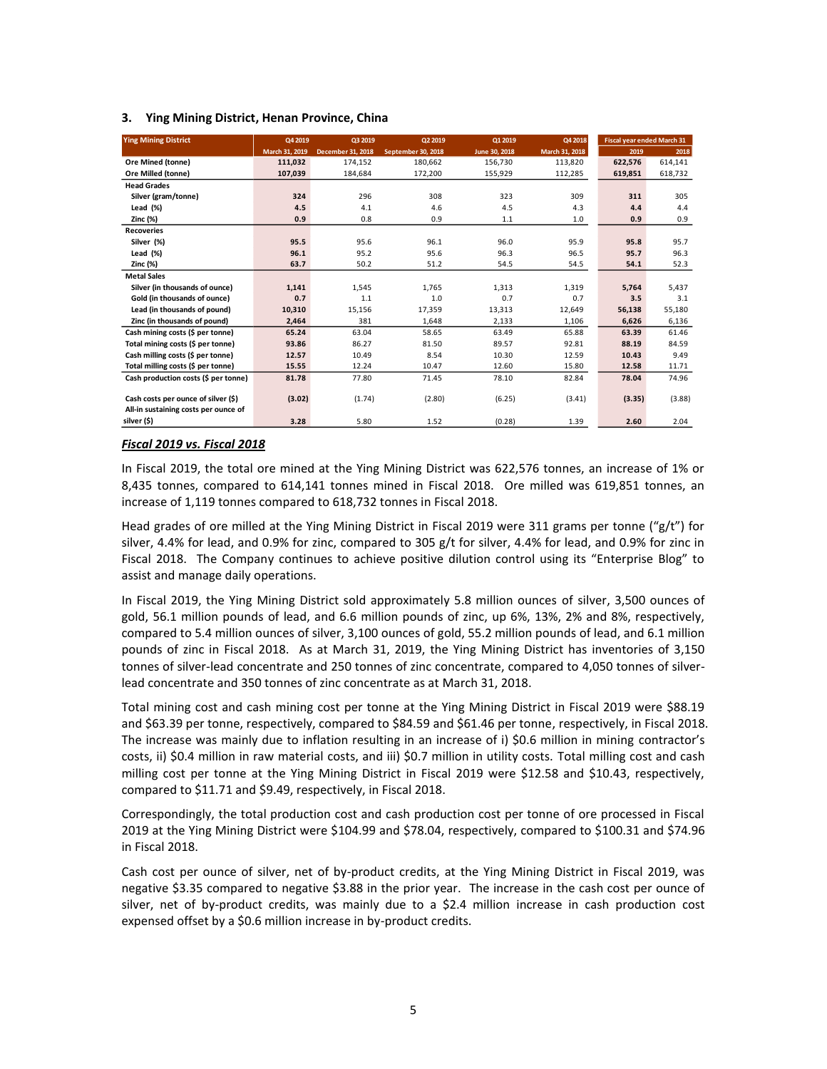### 3. Ying Mining District, Henan Province, China

| Ying Mining District | Q4 2019 | Q3 2019 | Q2 2019 | Q1 2019 | Q4 2018 | Fiscal year ended March 31 | |
|---|---|---|---|---|---|---|---|
| | March 31, 2019 | December 31, 2018 | September 30, 2018 | June 30, 2018 | March 31, 2018 | 2019 | 2018 |
| **Ore Mined (tonne)** | **111,032** | 174,152 | 180,662 | 156,730 | 113,820 | **622,576** | 614,141 |
| **Ore Milled (tonne)** | **107,039** | 184,684 | 172,200 | 155,929 | 112,285 | **619,851** | 618,732 |
| **Head Grades** | | | | | | | |
| Silver (gram/tonne) | **324** | 296 | 308 | 323 | 309 | **311** | 305 |
| Lead (%) | **4.5** | 4.1 | 4.6 | 4.5 | 4.3 | **4.4** | 4.4 |
| Zinc (%) | **0.9** | 0.8 | 0.9 | 1.1 | 1.0 | **0.9** | 0.9 |
| **Recoveries** | | | | | | | |
| Silver (%) | **95.5** | 95.6 | 96.1 | 96.0 | 95.9 | **95.8** | 95.7 |
| Lead (%) | **96.1** | 95.2 | 95.6 | 96.3 | 96.5 | **95.7** | 96.3 |
| Zinc (%) | **63.7** | 50.2 | 51.2 | 54.5 | 54.5 | **54.1** | 52.3 |
| **Metal Sales** | | | | | | | |
| Silver (in thousands of ounce) | **1,141** | 1,545 | 1,765 | 1,313 | 1,319 | **5,764** | 5,437 |
| Gold (in thousands of ounce) | **0.7** | 1.1 | 1.0 | 0.7 | 0.7 | **3.5** | 3.1 |
| Lead (in thousands of pound) | **10,310** | 15,156 | 17,359 | 13,313 | 12,649 | **56,138** | 55,180 |
| Zinc (in thousands of pound) | **2,464** | 381 | 1,648 | 2,133 | 1,106 | **6,626** | 6,136 |
| Cash mining costs ($ per tonne) | **65.24** | 63.04 | 58.65 | 63.49 | 65.88 | **63.39** | 61.46 |
| Total mining costs ($ per tonne) | **93.86** | 86.27 | 81.50 | 89.57 | 92.81 | **88.19** | 84.59 |
| Cash milling costs ($ per tonne) | **12.57** | 10.49 | 8.54 | 10.30 | 12.59 | **10.43** | 9.49 |
| Total milling costs ($ per tonne) | **15.55** | 12.24 | 10.47 | 12.60 | 15.80 | **12.58** | 11.71 |
| Cash production costs ($ per tonne) | **81.78** | 77.80 | 71.45 | 78.10 | 82.84 | **78.04** | 74.96 |
| Cash costs per ounce of silver ($) | **(3.02)** | (1.74) | (2.80) | (6.25) | (3.41) | **(3.35)** | (3.88) |
| All-in sustaining costs per ounce of silver ($) | **3.28** | 5.80 | 1.52 | (0.28) | 1.39 | **2.60** | 2.04 |

***Fiscal 2019 vs. Fiscal 2018***

In Fiscal 2019, the total ore mined at the Ying Mining District was 622,576 tonnes, an increase of 1% or 8,435 tonnes, compared to 614,141 tonnes mined in Fiscal 2018. Ore milled was 619,851 tonnes, an increase of 1,119 tonnes compared to 618,732 tonnes in Fiscal 2018.

Head grades of ore milled at the Ying Mining District in Fiscal 2019 were 311 grams per tonne ("g/t") for silver, 4.4% for lead, and 0.9% for zinc, compared to 305 g/t for silver, 4.4% for lead, and 0.9% for zinc in Fiscal 2018. The Company continues to achieve positive dilution control using its "Enterprise Blog" to assist and manage daily operations.

In Fiscal 2019, the Ying Mining District sold approximately 5.8 million ounces of silver, 3,500 ounces of gold, 56.1 million pounds of lead, and 6.6 million pounds of zinc, up 6%, 13%, 2% and 8%, respectively, compared to 5.4 million ounces of silver, 3,100 ounces of gold, 55.2 million pounds of lead, and 6.1 million pounds of zinc in Fiscal 2018. As at March 31, 2019, the Ying Mining District has inventories of 3,150 tonnes of silver-lead concentrate and 250 tonnes of zinc concentrate, compared to 4,050 tonnes of silver-lead concentrate and 350 tonnes of zinc concentrate as at March 31, 2018.

Total mining cost and cash mining cost per tonne at the Ying Mining District in Fiscal 2019 were $88.19 and $63.39 per tonne, respectively, compared to $84.59 and $61.46 per tonne, respectively, in Fiscal 2018. The increase was mainly due to inflation resulting in an increase of i) $0.6 million in mining contractor's costs, ii) $0.4 million in raw material costs, and iii) $0.7 million in utility costs. Total milling cost and cash milling cost per tonne at the Ying Mining District in Fiscal 2019 were $12.58 and $10.43, respectively, compared to $11.71 and $9.49, respectively, in Fiscal 2018.

Correspondingly, the total production cost and cash production cost per tonne of ore processed in Fiscal 2019 at the Ying Mining District were $104.99 and $78.04, respectively, compared to $100.31 and $74.96 in Fiscal 2018.

Cash cost per ounce of silver, net of by-product credits, at the Ying Mining District in Fiscal 2019, was negative $3.35 compared to negative $3.88 in the prior year. The increase in the cash cost per ounce of silver, net of by-product credits, was mainly due to a $2.4 million increase in cash production cost expensed offset by a $0.6 million increase in by-product credits.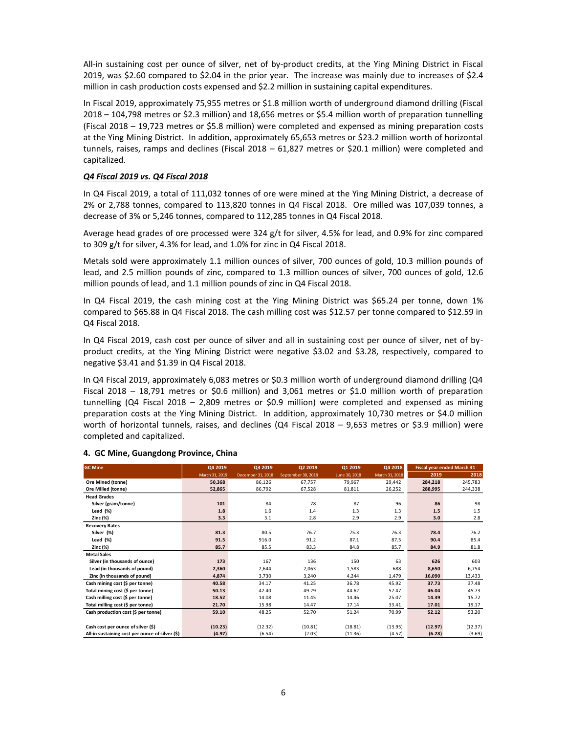All-in sustaining cost per ounce of silver, net of by-product credits, at the Ying Mining District in Fiscal 2019, was $2.60 compared to $2.04 in the prior year. The increase was mainly due to increases of $2.4 million in cash production costs expensed and $2.2 million in sustaining capital expenditures.

In Fiscal 2019, approximately 75,955 metres or $1.8 million worth of underground diamond drilling (Fiscal 2018 – 104,798 metres or $2.3 million) and 18,656 metres or $5.4 million worth of preparation tunnelling (Fiscal 2018 – 19,723 metres or $5.8 million) were completed and expensed as mining preparation costs at the Ying Mining District. In addition, approximately 65,653 metres or $23.2 million worth of horizontal tunnels, raises, ramps and declines (Fiscal 2018 – 61,827 metres or $20.1 million) were completed and capitalized.

***Q4 Fiscal 2019 vs. Q4 Fiscal 2018***

In Q4 Fiscal 2019, a total of 111,032 tonnes of ore were mined at the Ying Mining District, a decrease of 2% or 2,788 tonnes, compared to 113,820 tonnes in Q4 Fiscal 2018. Ore milled was 107,039 tonnes, a decrease of 3% or 5,246 tonnes, compared to 112,285 tonnes in Q4 Fiscal 2018.

Average head grades of ore processed were 324 g/t for silver, 4.5% for lead, and 0.9% for zinc compared to 309 g/t for silver, 4.3% for lead, and 1.0% for zinc in Q4 Fiscal 2018.

Metals sold were approximately 1.1 million ounces of silver, 700 ounces of gold, 10.3 million pounds of lead, and 2.5 million pounds of zinc, compared to 1.3 million ounces of silver, 700 ounces of gold, 12.6 million pounds of lead, and 1.1 million pounds of zinc in Q4 Fiscal 2018.

In Q4 Fiscal 2019, the cash mining cost at the Ying Mining District was $65.24 per tonne, down 1% compared to $65.88 in Q4 Fiscal 2018. The cash milling cost was $12.57 per tonne compared to $12.59 in Q4 Fiscal 2018.

In Q4 Fiscal 2019, cash cost per ounce of silver and all in sustaining cost per ounce of silver, net of by-product credits, at the Ying Mining District were negative $3.02 and $3.28, respectively, compared to negative $3.41 and $1.39 in Q4 Fiscal 2018.

In Q4 Fiscal 2019, approximately 6,083 metres or $0.3 million worth of underground diamond drilling (Q4 Fiscal 2018 – 18,791 metres or $0.6 million) and 3,061 metres or $1.0 million worth of preparation tunnelling (Q4 Fiscal 2018 – 2,809 metres or $0.9 million) were completed and expensed as mining preparation costs at the Ying Mining District. In addition, approximately 10,730 metres or $4.0 million worth of horizontal tunnels, raises, and declines (Q4 Fiscal 2018 – 9,653 metres or $3.9 million) were completed and capitalized.

## 4. GC Mine, Guangdong Province, China

| GC Mine | Q4 2019 | Q3 2019 | Q2 2019 | Q1 2019 | Q4 2018 | Fiscal year ended March 31 | |
|---|---|---|---|---|---|---|---|
| | March 31, 2019 | December 31, 2018 | September 30, 2018 | June 30, 2018 | March 31, 2018 | 2019 | 2018 |
| **Ore Mined (tonne)** | **50,368** | 86,126 | 67,757 | 79,967 | 29,442 | **284,218** | 245,783 |
| **Ore Milled (tonne)** | **52,865** | 86,792 | 67,528 | 81,811 | 26,252 | **288,995** | 244,338 |
| **Head Grades** | | | | | | | |
| Silver (gram/tonne) | **101** | 84 | 78 | 87 | 96 | **86** | 98 |
| Lead (%) | **1.8** | 1.6 | 1.4 | 1.3 | 1.3 | **1.5** | 1.5 |
| Zinc (%) | **3.3** | 3.1 | 2.8 | 2.9 | 2.9 | **3.0** | 2.8 |
| **Recovery Rates** | | | | | | | |
| Silver (%) | **81.3** | 80.5 | 76.7 | 75.3 | 76.3 | **78.4** | 76.2 |
| Lead (%) | **91.5** | 916.0 | 91.2 | 87.1 | 87.5 | **90.4** | 85.4 |
| Zinc (%) | **85.7** | 85.5 | 83.3 | 84.8 | 85.7 | **84.9** | 81.8 |
| **Metal Sales** | | | | | | | |
| Silver (in thousands of ounce) | **173** | 167 | 136 | 150 | 63 | **626** | 603 |
| Lead (in thousands of pound) | **2,360** | 2,644 | 2,063 | 1,583 | 688 | **8,650** | 6,754 |
| Zinc (in thousands of pound) | **4,874** | 3,730 | 3,240 | 4,244 | 1,479 | **16,090** | 13,433 |
| **Cash mining cost ($ per tonne)** | **40.58** | 34.17 | 41.25 | 36.78 | 45.92 | **37.73** | 37.48 |
| **Total mining cost ($ per tonne)** | **50.13** | 42.40 | 49.29 | 44.62 | 57.47 | **46.04** | 45.73 |
| **Cash milling cost ($ per tonne)** | **18.52** | 14.08 | 11.45 | 14.46 | 25.07 | **14.39** | 15.72 |
| **Total milling cost ($ per tonne)** | **21.70** | 15.98 | 14.47 | 17.14 | 33.41 | **17.01** | 19.17 |
| **Cash production cost ($ per tonne)** | **59.10** | 48.25 | 52.70 | 51.24 | 70.99 | **52.12** | 53.20 |
| **Cash cost per ounce of silver ($)** | **(10.23)** | (12.32) | (10.81) | (18.81) | (13.95) | **(12.97)** | (12.37) |
| **All-in sustaining cost per ounce of silver ($)** | **(4.97)** | (6.54) | (2.03) | (11.36) | (4.57) | **(6.28)** | (3.69) |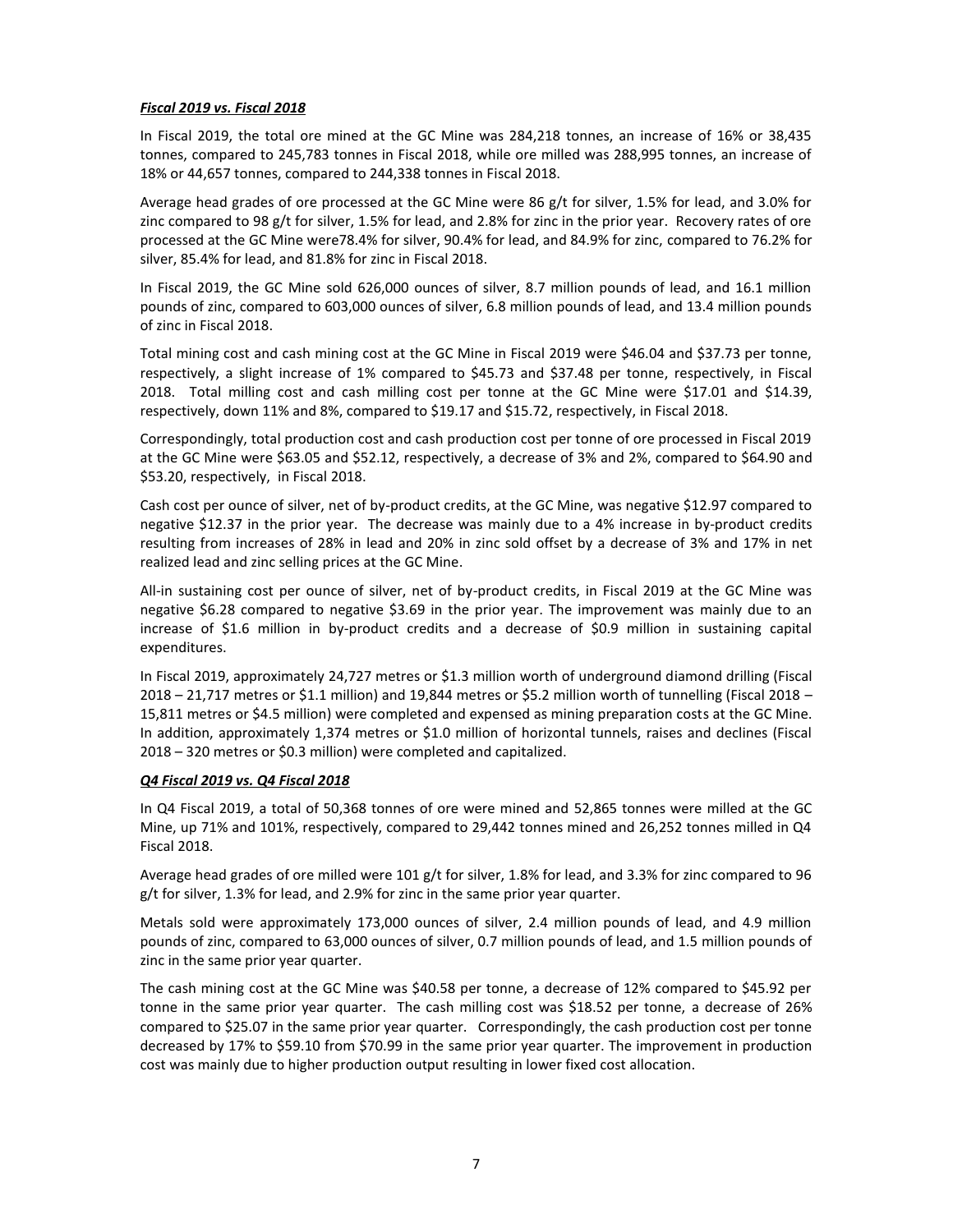***Fiscal 2019 vs. Fiscal 2018***

In Fiscal 2019, the total ore mined at the GC Mine was 284,218 tonnes, an increase of 16% or 38,435 tonnes, compared to 245,783 tonnes in Fiscal 2018, while ore milled was 288,995 tonnes, an increase of 18% or 44,657 tonnes, compared to 244,338 tonnes in Fiscal 2018.

Average head grades of ore processed at the GC Mine were 86 g/t for silver, 1.5% for lead, and 3.0% for zinc compared to 98 g/t for silver, 1.5% for lead, and 2.8% for zinc in the prior year. Recovery rates of ore processed at the GC Mine were78.4% for silver, 90.4% for lead, and 84.9% for zinc, compared to 76.2% for silver, 85.4% for lead, and 81.8% for zinc in Fiscal 2018.

In Fiscal 2019, the GC Mine sold 626,000 ounces of silver, 8.7 million pounds of lead, and 16.1 million pounds of zinc, compared to 603,000 ounces of silver, 6.8 million pounds of lead, and 13.4 million pounds of zinc in Fiscal 2018.

Total mining cost and cash mining cost at the GC Mine in Fiscal 2019 were $46.04 and $37.73 per tonne, respectively, a slight increase of 1% compared to $45.73 and $37.48 per tonne, respectively, in Fiscal 2018. Total milling cost and cash milling cost per tonne at the GC Mine were $17.01 and $14.39, respectively, down 11% and 8%, compared to $19.17 and $15.72, respectively, in Fiscal 2018.

Correspondingly, total production cost and cash production cost per tonne of ore processed in Fiscal 2019 at the GC Mine were $63.05 and $52.12, respectively, a decrease of 3% and 2%, compared to $64.90 and $53.20, respectively, in Fiscal 2018.

Cash cost per ounce of silver, net of by-product credits, at the GC Mine, was negative $12.97 compared to negative $12.37 in the prior year. The decrease was mainly due to a 4% increase in by-product credits resulting from increases of 28% in lead and 20% in zinc sold offset by a decrease of 3% and 17% in net realized lead and zinc selling prices at the GC Mine.

All-in sustaining cost per ounce of silver, net of by-product credits, in Fiscal 2019 at the GC Mine was negative $6.28 compared to negative $3.69 in the prior year. The improvement was mainly due to an increase of $1.6 million in by-product credits and a decrease of $0.9 million in sustaining capital expenditures.

In Fiscal 2019, approximately 24,727 metres or $1.3 million worth of underground diamond drilling (Fiscal 2018 – 21,717 metres or $1.1 million) and 19,844 metres or $5.2 million worth of tunnelling (Fiscal 2018 – 15,811 metres or $4.5 million) were completed and expensed as mining preparation costs at the GC Mine. In addition, approximately 1,374 metres or $1.0 million of horizontal tunnels, raises and declines (Fiscal 2018 – 320 metres or $0.3 million) were completed and capitalized.

***Q4 Fiscal 2019 vs. Q4 Fiscal 2018***

In Q4 Fiscal 2019, a total of 50,368 tonnes of ore were mined and 52,865 tonnes were milled at the GC Mine, up 71% and 101%, respectively, compared to 29,442 tonnes mined and 26,252 tonnes milled in Q4 Fiscal 2018.

Average head grades of ore milled were 101 g/t for silver, 1.8% for lead, and 3.3% for zinc compared to 96 g/t for silver, 1.3% for lead, and 2.9% for zinc in the same prior year quarter.

Metals sold were approximately 173,000 ounces of silver, 2.4 million pounds of lead, and 4.9 million pounds of zinc, compared to 63,000 ounces of silver, 0.7 million pounds of lead, and 1.5 million pounds of zinc in the same prior year quarter.

The cash mining cost at the GC Mine was $40.58 per tonne, a decrease of 12% compared to $45.92 per tonne in the same prior year quarter. The cash milling cost was $18.52 per tonne, a decrease of 26% compared to $25.07 in the same prior year quarter. Correspondingly, the cash production cost per tonne decreased by 17% to $59.10 from $70.99 in the same prior year quarter. The improvement in production cost was mainly due to higher production output resulting in lower fixed cost allocation.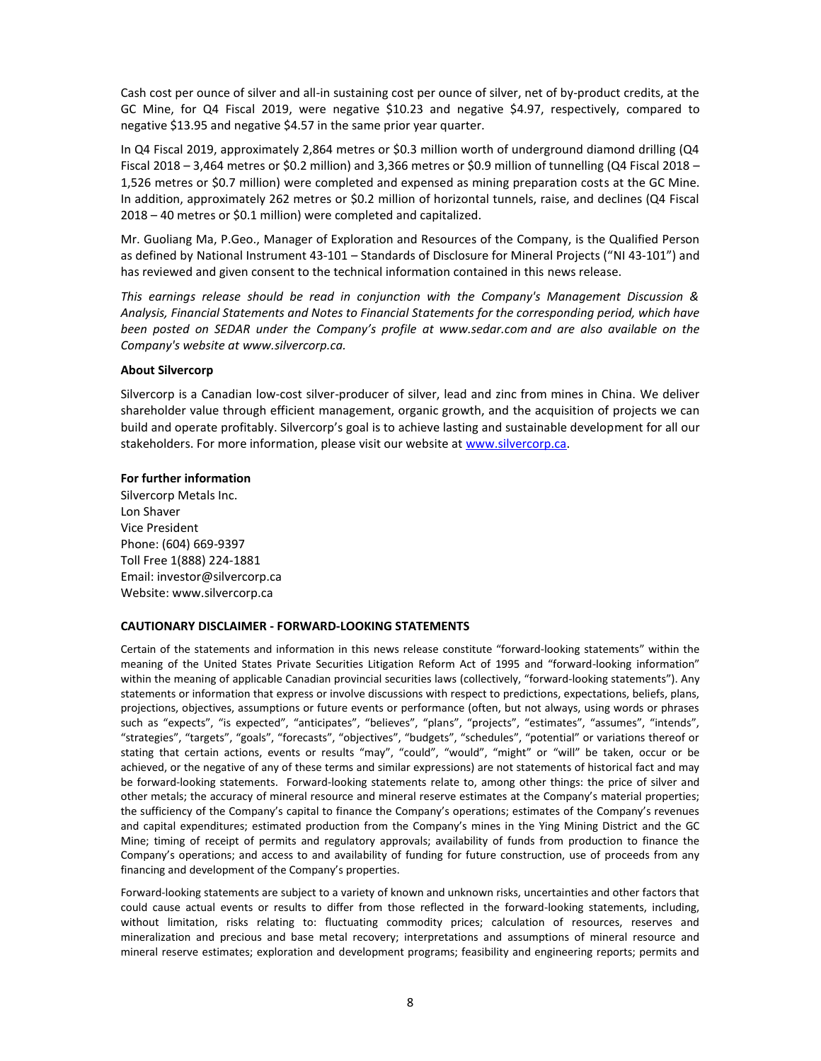Cash cost per ounce of silver and all-in sustaining cost per ounce of silver, net of by-product credits, at the GC Mine, for Q4 Fiscal 2019, were negative $10.23 and negative $4.97, respectively, compared to negative $13.95 and negative $4.57 in the same prior year quarter.

In Q4 Fiscal 2019, approximately 2,864 metres or $0.3 million worth of underground diamond drilling (Q4 Fiscal 2018 – 3,464 metres or $0.2 million) and 3,366 metres or $0.9 million of tunnelling (Q4 Fiscal 2018 – 1,526 metres or $0.7 million) were completed and expensed as mining preparation costs at the GC Mine. In addition, approximately 262 metres or $0.2 million of horizontal tunnels, raise, and declines (Q4 Fiscal 2018 – 40 metres or $0.1 million) were completed and capitalized.

Mr. Guoliang Ma, P.Geo., Manager of Exploration and Resources of the Company, is the Qualified Person as defined by National Instrument 43-101 – Standards of Disclosure for Mineral Projects ("NI 43-101") and has reviewed and given consent to the technical information contained in this news release.

*This earnings release should be read in conjunction with the Company's Management Discussion & Analysis, Financial Statements and Notes to Financial Statements for the corresponding period, which have been posted on SEDAR under the Company's profile at www.sedar.com and are also available on the Company's website at www.silvercorp.ca.*

**About Silvercorp**

Silvercorp is a Canadian low-cost silver-producer of silver, lead and zinc from mines in China. We deliver shareholder value through efficient management, organic growth, and the acquisition of projects we can build and operate profitably. Silvercorp's goal is to achieve lasting and sustainable development for all our stakeholders. For more information, please visit our website at www.silvercorp.ca.

**For further information**

Silvercorp Metals Inc.
Lon Shaver
Vice President
Phone: (604) 669-9397
Toll Free 1(888) 224-1881
Email: investor@silvercorp.ca
Website: www.silvercorp.ca

**CAUTIONARY DISCLAIMER - FORWARD-LOOKING STATEMENTS**

Certain of the statements and information in this news release constitute "forward-looking statements" within the meaning of the United States Private Securities Litigation Reform Act of 1995 and "forward-looking information" within the meaning of applicable Canadian provincial securities laws (collectively, "forward-looking statements"). Any statements or information that express or involve discussions with respect to predictions, expectations, beliefs, plans, projections, objectives, assumptions or future events or performance (often, but not always, using words or phrases such as "expects", "is expected", "anticipates", "believes", "plans", "projects", "estimates", "assumes", "intends", "strategies", "targets", "goals", "forecasts", "objectives", "budgets", "schedules", "potential" or variations thereof or stating that certain actions, events or results "may", "could", "would", "might" or "will" be taken, occur or be achieved, or the negative of any of these terms and similar expressions) are not statements of historical fact and may be forward-looking statements. Forward-looking statements relate to, among other things: the price of silver and other metals; the accuracy of mineral resource and mineral reserve estimates at the Company's material properties; the sufficiency of the Company's capital to finance the Company's operations; estimates of the Company's revenues and capital expenditures; estimated production from the Company's mines in the Ying Mining District and the GC Mine; timing of receipt of permits and regulatory approvals; availability of funds from production to finance the Company's operations; and access to and availability of funding for future construction, use of proceeds from any financing and development of the Company's properties.

Forward-looking statements are subject to a variety of known and unknown risks, uncertainties and other factors that could cause actual events or results to differ from those reflected in the forward-looking statements, including, without limitation, risks relating to: fluctuating commodity prices; calculation of resources, reserves and mineralization and precious and base metal recovery; interpretations and assumptions of mineral resource and mineral reserve estimates; exploration and development programs; feasibility and engineering reports; permits and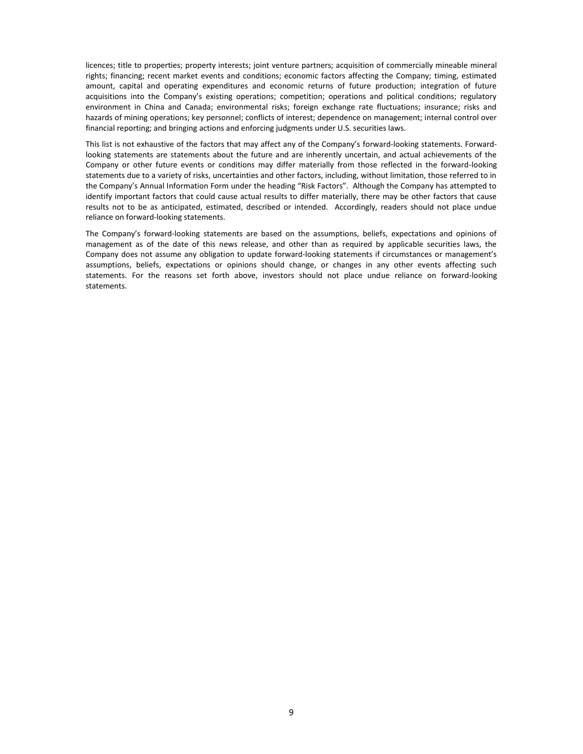licences; title to properties; property interests; joint venture partners; acquisition of commercially mineable mineral rights; financing; recent market events and conditions; economic factors affecting the Company; timing, estimated amount, capital and operating expenditures and economic returns of future production; integration of future acquisitions into the Company's existing operations; competition; operations and political conditions; regulatory environment in China and Canada; environmental risks; foreign exchange rate fluctuations; insurance; risks and hazards of mining operations; key personnel; conflicts of interest; dependence on management; internal control over financial reporting; and bringing actions and enforcing judgments under U.S. securities laws.

This list is not exhaustive of the factors that may affect any of the Company's forward-looking statements. Forward-looking statements are statements about the future and are inherently uncertain, and actual achievements of the Company or other future events or conditions may differ materially from those reflected in the forward-looking statements due to a variety of risks, uncertainties and other factors, including, without limitation, those referred to in the Company's Annual Information Form under the heading "Risk Factors". Although the Company has attempted to identify important factors that could cause actual results to differ materially, there may be other factors that cause results not to be as anticipated, estimated, described or intended. Accordingly, readers should not place undue reliance on forward-looking statements.

The Company's forward-looking statements are based on the assumptions, beliefs, expectations and opinions of management as of the date of this news release, and other than as required by applicable securities laws, the Company does not assume any obligation to update forward-looking statements if circumstances or management's assumptions, beliefs, expectations or opinions should change, or changes in any other events affecting such statements. For the reasons set forth above, investors should not place undue reliance on forward-looking statements.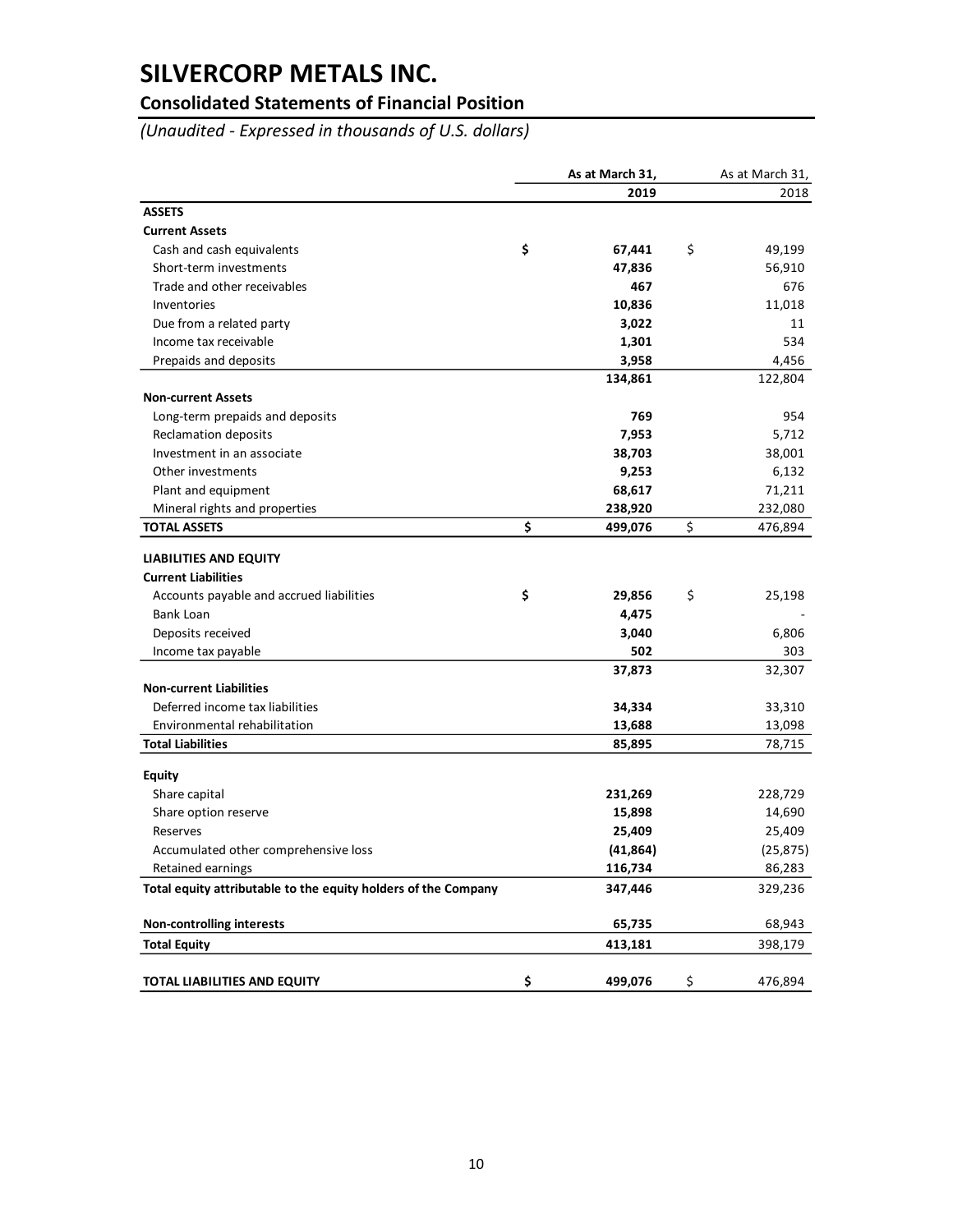# SILVERCORP METALS INC.

## Consolidated Statements of Financial Position

*(Unaudited - Expressed in thousands of U.S. dollars)*

| | As at March 31, 2019 | As at March 31, 2018 |
|---|---|---|
| **ASSETS** | | |
| **Current Assets** | | |
| Cash and cash equivalents | **$ 67,441** | $ 49,199 |
| Short-term investments | **47,836** | 56,910 |
| Trade and other receivables | **467** | 676 |
| Inventories | **10,836** | 11,018 |
| Due from a related party | **3,022** | 11 |
| Income tax receivable | **1,301** | 534 |
| Prepaids and deposits | **3,958** | 4,456 |
| | **134,861** | 122,804 |
| **Non-current Assets** | | |
| Long-term prepaids and deposits | **769** | 954 |
| Reclamation deposits | **7,953** | 5,712 |
| Investment in an associate | **38,703** | 38,001 |
| Other investments | **9,253** | 6,132 |
| Plant and equipment | **68,617** | 71,211 |
| Mineral rights and properties | **238,920** | 232,080 |
| **TOTAL ASSETS** | **$ 499,076** | $ 476,894 |
| **LIABILITIES AND EQUITY** | | |
| **Current Liabilities** | | |
| Accounts payable and accrued liabilities | **$ 29,856** | $ 25,198 |
| Bank Loan | **4,475** | - |
| Deposits received | **3,040** | 6,806 |
| Income tax payable | **502** | 303 |
| | **37,873** | 32,307 |
| **Non-current Liabilities** | | |
| Deferred income tax liabilities | **34,334** | 33,310 |
| Environmental rehabilitation | **13,688** | 13,098 |
| **Total Liabilities** | **85,895** | 78,715 |
| **Equity** | | |
| Share capital | **231,269** | 228,729 |
| Share option reserve | **15,898** | 14,690 |
| Reserves | **25,409** | 25,409 |
| Accumulated other comprehensive loss | **(41,864)** | (25,875) |
| Retained earnings | **116,734** | 86,283 |
| **Total equity attributable to the equity holders of the Company** | **347,446** | 329,236 |
| **Non-controlling interests** | **65,735** | 68,943 |
| **Total Equity** | **413,181** | 398,179 |
| **TOTAL LIABILITIES AND EQUITY** | **$ 499,076** | $ 476,894 |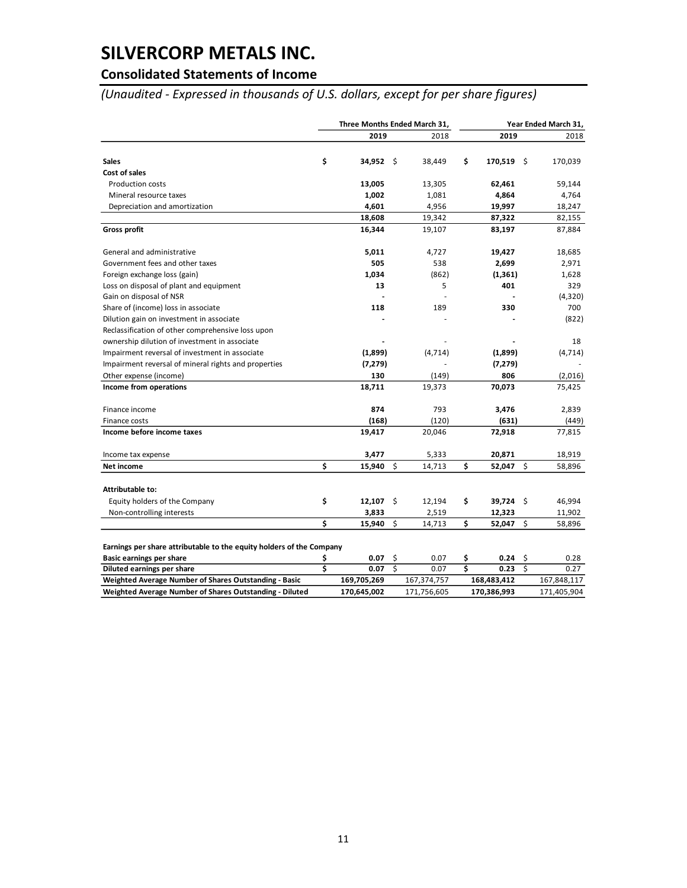# SILVERCORP METALS INC.

## Consolidated Statements of Income

*(Unaudited - Expressed in thousands of U.S. dollars, except for per share figures)*

| | Three Months Ended March 31, | | Year Ended March 31, | |
|---|---|---|---|---|
| | **2019** | 2018 | **2019** | 2018 |
| **Sales** | **$ 34,952** | $ 38,449 | **$ 170,519** | $ 170,039 |
| **Cost of sales** | | | | |
| Production costs | **13,005** | 13,305 | **62,461** | 59,144 |
| Mineral resource taxes | **1,002** | 1,081 | **4,864** | 4,764 |
| Depreciation and amortization | **4,601** | 4,956 | **19,997** | 18,247 |
| | **18,608** | 19,342 | **87,322** | 82,155 |
| **Gross profit** | **16,344** | 19,107 | **83,197** | 87,884 |
| General and administrative | **5,011** | 4,727 | **19,427** | 18,685 |
| Government fees and other taxes | **505** | 538 | **2,699** | 2,971 |
| Foreign exchange loss (gain) | **1,034** | (862) | **(1,361)** | 1,628 |
| Loss on disposal of plant and equipment | **13** | 5 | **401** | 329 |
| Gain on disposal of NSR | **-** | - | **-** | (4,320) |
| Share of (income) loss in associate | **118** | 189 | **330** | 700 |
| Dilution gain on investment in associate | **-** | - | **-** | (822) |
| Reclassification of other comprehensive loss upon ownership dilution of investment in associate | **-** | - | **-** | 18 |
| Impairment reversal of investment in associate | **(1,899)** | (4,714) | **(1,899)** | (4,714) |
| Impairment reversal of mineral rights and properties | **(7,279)** | - | **(7,279)** | - |
| Other expense (income) | **130** | (149) | **806** | (2,016) |
| **Income from operations** | **18,711** | 19,373 | **70,073** | 75,425 |
| Finance income | **874** | 793 | **3,476** | 2,839 |
| Finance costs | **(168)** | (120) | **(631)** | (449) |
| **Income before income taxes** | **19,417** | 20,046 | **72,918** | 77,815 |
| Income tax expense | **3,477** | 5,333 | **20,871** | 18,919 |
| **Net income** | **$ 15,940** | $ 14,713 | **$ 52,047** | $ 58,896 |
| **Attributable to:** | | | | |
| Equity holders of the Company | **$ 12,107** | $ 12,194 | **$ 39,724** | $ 46,994 |
| Non-controlling interests | **3,833** | 2,519 | **12,323** | 11,902 |
| | **$ 15,940** | $ 14,713 | **$ 52,047** | $ 58,896 |
| **Earnings per share attributable to the equity holders of the Company** | | | | |
| **Basic earnings per share** | **$ 0.07** | $ 0.07 | **$ 0.24** | $ 0.28 |
| **Diluted earnings per share** | **$ 0.07** | $ 0.07 | **$ 0.23** | $ 0.27 |
| **Weighted Average Number of Shares Outstanding - Basic** | **169,705,269** | 167,374,757 | **168,483,412** | 167,848,117 |
| **Weighted Average Number of Shares Outstanding - Diluted** | **170,645,002** | 171,756,605 | **170,386,993** | 171,405,904 |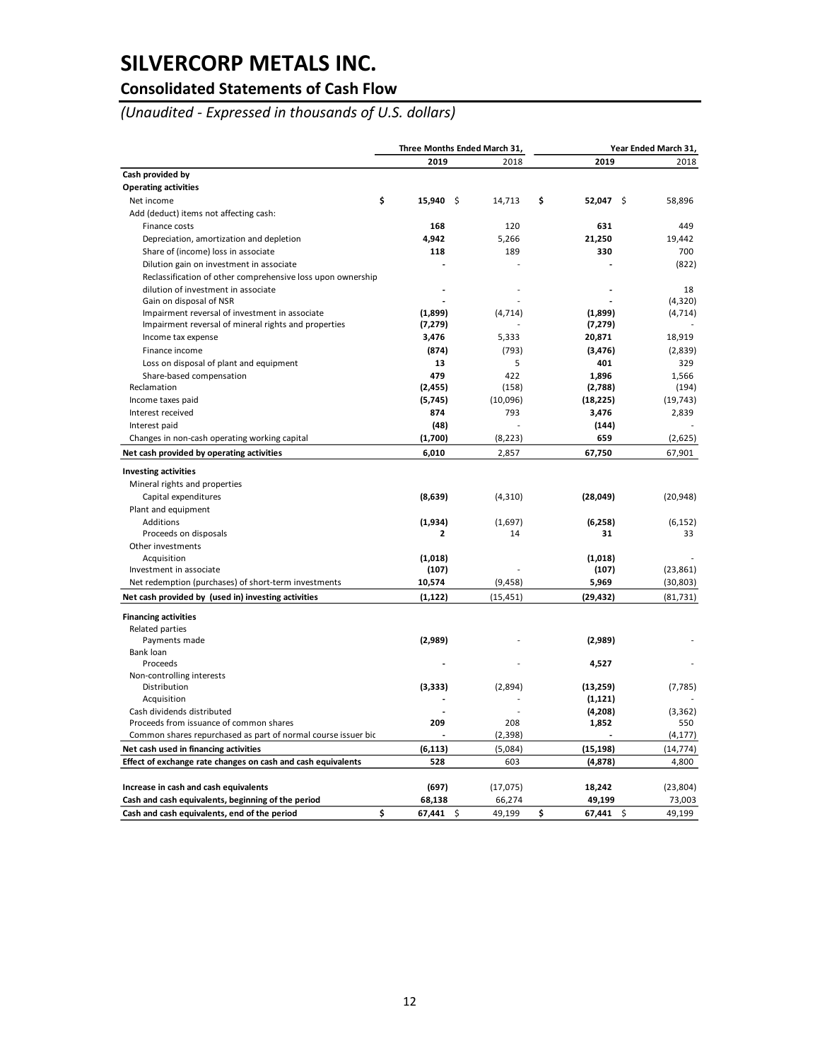# SILVERCORP METALS INC.

## Consolidated Statements of Cash Flow

*(Unaudited - Expressed in thousands of U.S. dollars)*

| | Three Months Ended March 31, | | Year Ended March 31, | |
|---|---|---|---|---|
| | **2019** | 2018 | **2019** | 2018 |
| **Cash provided by** | | | | |
| **Operating activities** | | | | |
| Net income | **$ 15,940** | $ 14,713 | **$ 52,047** | $ 58,896 |
| Add (deduct) items not affecting cash: | | | | |
| Finance costs | **168** | 120 | **631** | 449 |
| Depreciation, amortization and depletion | **4,942** | 5,266 | **21,250** | 19,442 |
| Share of (income) loss in associate | **118** | 189 | **330** | 700 |
| Dilution gain on investment in associate | **-** | - | **-** | (822) |
| Reclassification of other comprehensive loss upon ownership dilution of investment in associate | **-** | - | **-** | 18 |
| Gain on disposal of NSR | **-** | - | **-** | (4,320) |
| Impairment reversal of investment in associate | **(1,899)** | (4,714) | **(1,899)** | (4,714) |
| Impairment reversal of mineral rights and properties | **(7,279)** | - | **(7,279)** | - |
| Income tax expense | **3,476** | 5,333 | **20,871** | 18,919 |
| Finance income | **(874)** | (793) | **(3,476)** | (2,839) |
| Loss on disposal of plant and equipment | **13** | 5 | **401** | 329 |
| Share-based compensation | **479** | 422 | **1,896** | 1,566 |
| Reclamation | **(2,455)** | (158) | **(2,788)** | (194) |
| Income taxes paid | **(5,745)** | (10,096) | **(18,225)** | (19,743) |
| Interest received | **874** | 793 | **3,476** | 2,839 |
| Interest paid | **(48)** | - | **(144)** | - |
| Changes in non-cash operating working capital | **(1,700)** | (8,223) | **659** | (2,625) |
| **Net cash provided by operating activities** | **6,010** | 2,857 | **67,750** | 67,901 |
| **Investing activities** | | | | |
| Mineral rights and properties | | | | |
| Capital expenditures | **(8,639)** | (4,310) | **(28,049)** | (20,948) |
| Plant and equipment | | | | |
| Additions | **(1,934)** | (1,697) | **(6,258)** | (6,152) |
| Proceeds on disposals | **2** | 14 | **31** | 33 |
| Other investments | | | | |
| Acquisition | **(1,018)** | | **(1,018)** | - |
| Investment in associate | **(107)** | - | **(107)** | (23,861) |
| Net redemption (purchases) of short-term investments | **10,574** | (9,458) | **5,969** | (30,803) |
| **Net cash provided by (used in) investing activities** | **(1,122)** | (15,451) | **(29,432)** | (81,731) |
| **Financing activities** | | | | |
| Related parties | | | | |
| Payments made | **(2,989)** | - | **(2,989)** | - |
| Bank loan | | | | |
| Proceeds | **-** | - | **4,527** | - |
| Non-controlling interests | | | | |
| Distribution | **(3,333)** | (2,894) | **(13,259)** | (7,785) |
| Acquisition | **-** | - | **(1,121)** | - |
| Cash dividends distributed | **-** | - | **(4,208)** | (3,362) |
| Proceeds from issuance of common shares | **209** | 208 | **1,852** | 550 |
| Common shares repurchased as part of normal course issuer bid | **-** | (2,398) | **-** | (4,177) |
| **Net cash used in financing activities** | **(6,113)** | (5,084) | **(15,198)** | (14,774) |
| **Effect of exchange rate changes on cash and cash equivalents** | **528** | 603 | **(4,878)** | 4,800 |
| **Increase in cash and cash equivalents** | **(697)** | (17,075) | **18,242** | (23,804) |
| **Cash and cash equivalents, beginning of the period** | **68,138** | 66,274 | **49,199** | 73,003 |
| **Cash and cash equivalents, end of the period** | **$ 67,441** | $ 49,199 | **$ 67,441** | $ 49,199 |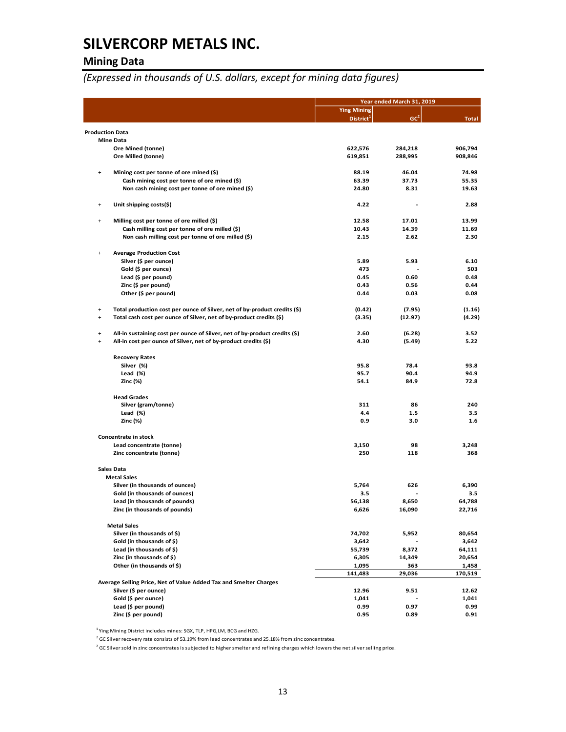# SILVERCORP METALS INC.

## Mining Data

*(Expressed in thousands of U.S. dollars, except for mining data figures)*

| | | Year ended March 31, 2019 | | |
|---|---|---|---|---|
| | | Ying Mining District[1] | GC[2] | Total |
| **Production Data** | | | | |
| **Mine Data** | | | | |
| | Ore Mined (tonne) | 622,576 | 284,218 | 906,794 |
| | Ore Milled (tonne) | 619,851 | 288,995 | 908,846 |
| + | Mining cost per tonne of ore mined ($) | 88.19 | 46.04 | 74.98 |
| | Cash mining cost per tonne of ore mined ($) | 63.39 | 37.73 | 55.35 |
| | Non cash mining cost per tonne of ore mined ($) | 24.80 | 8.31 | 19.63 |
| + | Unit shipping costs($) | 4.22 | - | 2.88 |
| + | Milling cost per tonne of ore milled ($) | 12.58 | 17.01 | 13.99 |
| | Cash milling cost per tonne of ore milled ($) | 10.43 | 14.39 | 11.69 |
| | Non cash milling cost per tonne of ore milled ($) | 2.15 | 2.62 | 2.30 |
| + | Average Production Cost | | | |
| | Silver ($ per ounce) | 5.89 | 5.93 | 6.10 |
| | Gold ($ per ounce) | 473 | - | 503 |
| | Lead ($ per pound) | 0.45 | 0.60 | 0.48 |
| | Zinc ($ per pound) | 0.43 | 0.56 | 0.44 |
| | Other ($ per pound) | 0.44 | 0.03 | 0.08 |
| + | Total production cost per ounce of Silver, net of by-product credits ($) | (0.42) | (7.95) | (1.16) |
| + | Total cash cost per ounce of Silver, net of by-product credits ($) | (3.35) | (12.97) | (4.29) |
| + | All-in sustaining cost per ounce of Silver, net of by-product credits ($) | 2.60 | (6.28) | 3.52 |
| + | All-in cost per ounce of Silver, net of by-product credits ($) | 4.30 | (5.49) | 5.22 |
| | **Recovery Rates** | | | |
| | Silver (%) | 95.8 | 78.4 | 93.8 |
| | Lead (%) | 95.7 | 90.4 | 94.9 |
| | Zinc (%) | 54.1 | 84.9 | 72.8 |
| | **Head Grades** | | | |
| | Silver (gram/tonne) | 311 | 86 | 240 |
| | Lead (%) | 4.4 | 1.5 | 3.5 |
| | Zinc (%) | 0.9 | 3.0 | 1.6 |
| **Concentrate in stock** | | | | |
| | Lead concentrate (tonne) | 3,150 | 98 | 3,248 |
| | Zinc concentrate (tonne) | 250 | 118 | 368 |
| **Sales Data** | | | | |
| **Metal Sales** | | | | |
| | Silver (in thousands of ounces) | 5,764 | 626 | 6,390 |
| | Gold (in thousands of ounces) | 3.5 | - | 3.5 |
| | Lead (in thousands of pounds) | 56,138 | 8,650 | 64,788 |
| | Zinc (in thousands of pounds) | 6,626 | 16,090 | 22,716 |
| **Metal Sales** | | | | |
| | Silver (in thousands of $) | 74,702 | 5,952 | 80,654 |
| | Gold (in thousands of $) | 3,642 | - | 3,642 |
| | Lead (in thousands of $) | 55,739 | 8,372 | 64,111 |
| | Zinc (in thousands of $) | 6,305 | 14,349 | 20,654 |
| | Other (in thousands of $) | 1,095 | 363 | 1,458 |
| | | 141,483 | 29,036 | 170,519 |
| **Average Selling Price, Net of Value Added Tax and Smelter Charges** | | | | |
| | Silver ($ per ounce) | 12.96 | 9.51 | 12.62 |
| | Gold ($ per ounce) | 1,041 | - | 1,041 |
| | Lead ($ per pound) | 0.99 | 0.97 | 0.99 |
| | Zinc ($ per pound) | 0.95 | 0.89 | 0.91 |

[1] Ying Mining District includes mines: SGX, TLP, HPG,LM, BCG and HZG.

[2] GC Silver recovery rate consists of 53.19% from lead concentrates and 25.18% from zinc concentrates.

[2] GC Silver sold in zinc concentrates is subjected to higher smelter and refining charges which lowers the net silver selling price.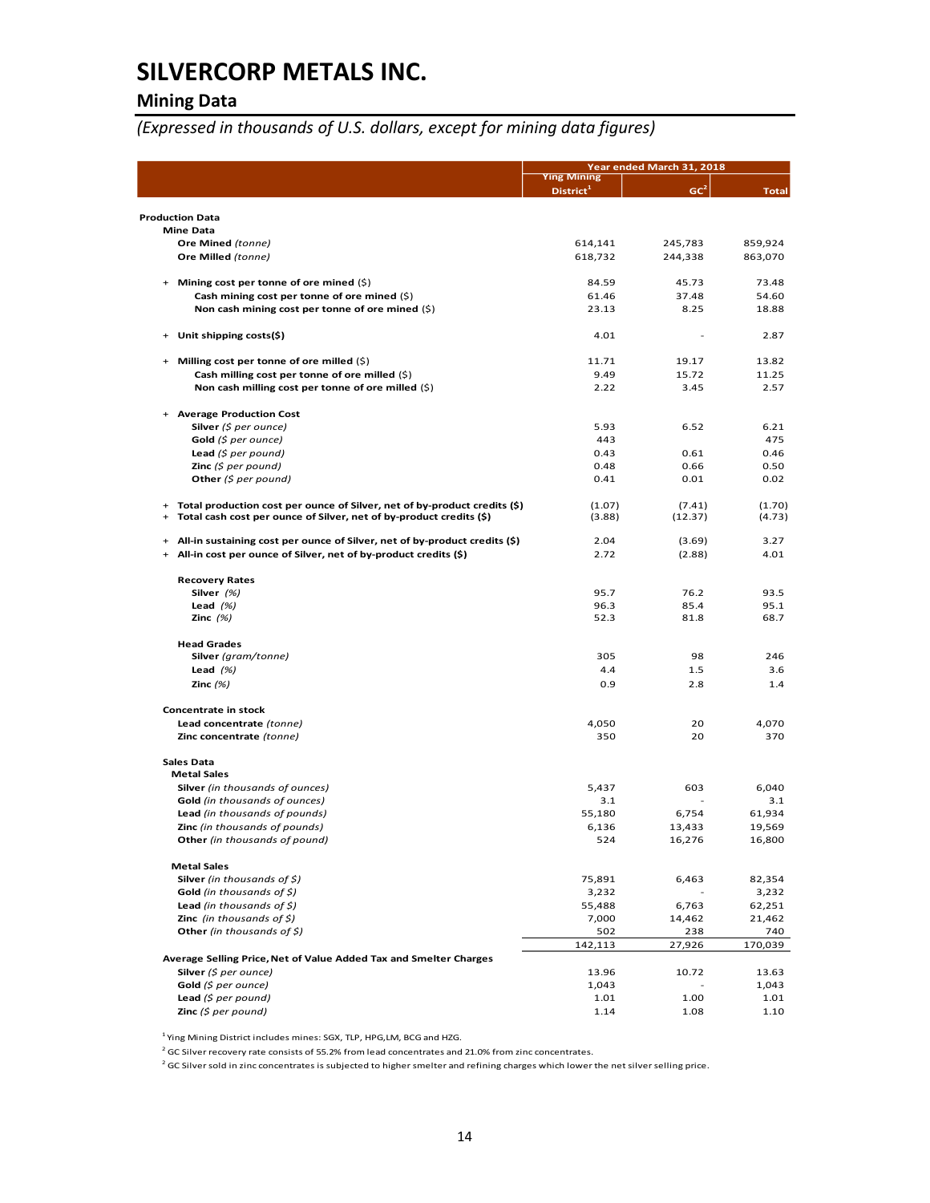# SILVERCORP METALS INC.

## Mining Data

*(Expressed in thousands of U.S. dollars, except for mining data figures)*

| | Year ended March 31, 2018 | | |
|---|---|---|---|
| | Ying Mining District[1] | GC[2] | Total |
| **Production Data** | | | |
| **Mine Data** | | | |
| **Ore Mined** *(tonne)* | 614,141 | 245,783 | 859,924 |
| **Ore Milled** *(tonne)* | 618,732 | 244,338 | 863,070 |
| + **Mining cost per tonne of ore mined** ($) | 84.59 | 45.73 | 73.48 |
| **Cash mining cost per tonne of ore mined** ($) | 61.46 | 37.48 | 54.60 |
| **Non cash mining cost per tonne of ore mined** ($) | 23.13 | 8.25 | 18.88 |
| + **Unit shipping costs($)** | 4.01 | - | 2.87 |
| + **Milling cost per tonne of ore milled** ($) | 11.71 | 19.17 | 13.82 |
| **Cash milling cost per tonne of ore milled** ($) | 9.49 | 15.72 | 11.25 |
| **Non cash milling cost per tonne of ore milled** ($) | 2.22 | 3.45 | 2.57 |
| + **Average Production Cost** | | | |
| **Silver** *($ per ounce)* | 5.93 | 6.52 | 6.21 |
| **Gold** *($ per ounce)* | 443 | | 475 |
| **Lead** *($ per pound)* | 0.43 | 0.61 | 0.46 |
| **Zinc** *($ per pound)* | 0.48 | 0.66 | 0.50 |
| **Other** *($ per pound)* | 0.41 | 0.01 | 0.02 |
| + **Total production cost per ounce of Silver, net of by-product credits ($)** | (1.07) | (7.41) | (1.70) |
| + **Total cash cost per ounce of Silver, net of by-product credits ($)** | (3.88) | (12.37) | (4.73) |
| + **All-in sustaining cost per ounce of Silver, net of by-product credits ($)** | 2.04 | (3.69) | 3.27 |
| + **All-in cost per ounce of Silver, net of by-product credits ($)** | 2.72 | (2.88) | 4.01 |
| **Recovery Rates** | | | |
| **Silver** *(%)* | 95.7 | 76.2 | 93.5 |
| **Lead** *(%)* | 96.3 | 85.4 | 95.1 |
| **Zinc** *(%)* | 52.3 | 81.8 | 68.7 |
| **Head Grades** | | | |
| **Silver** *(gram/tonne)* | 305 | 98 | 246 |
| **Lead** *(%)* | 4.4 | 1.5 | 3.6 |
| **Zinc** *(%)* | 0.9 | 2.8 | 1.4 |
| **Concentrate in stock** | | | |
| **Lead concentrate** *(tonne)* | 4,050 | 20 | 4,070 |
| **Zinc concentrate** *(tonne)* | 350 | 20 | 370 |
| **Sales Data** | | | |
| **Metal Sales** | | | |
| **Silver** *(in thousands of ounces)* | 5,437 | 603 | 6,040 |
| **Gold** *(in thousands of ounces)* | 3.1 | - | 3.1 |
| **Lead** *(in thousands of pounds)* | 55,180 | 6,754 | 61,934 |
| **Zinc** *(in thousands of pounds)* | 6,136 | 13,433 | 19,569 |
| **Other** *(in thousands of pound)* | 524 | 16,276 | 16,800 |
| **Metal Sales** | | | |
| **Silver** *(in thousands of $)* | 75,891 | 6,463 | 82,354 |
| **Gold** *(in thousands of $)* | 3,232 | - | 3,232 |
| **Lead** *(in thousands of $)* | 55,488 | 6,763 | 62,251 |
| **Zinc** *(in thousands of $)* | 7,000 | 14,462 | 21,462 |
| **Other** *(in thousands of $)* | 502 | 238 | 740 |
| | 142,113 | 27,926 | 170,039 |
| **Average Selling Price, Net of Value Added Tax and Smelter Charges** | | | |
| **Silver** *($ per ounce)* | 13.96 | 10.72 | 13.63 |
| **Gold** *($ per ounce)* | 1,043 | - | 1,043 |
| **Lead** *($ per pound)* | 1.01 | 1.00 | 1.01 |
| **Zinc** *($ per pound)* | 1.14 | 1.08 | 1.10 |

[1] Ying Mining District includes mines: SGX, TLP, HPG,LM, BCG and HZG.

[2] GC Silver recovery rate consists of 55.2% from lead concentrates and 21.0% from zinc concentrates.

[2] GC Silver sold in zinc concentrates is subjected to higher smelter and refining charges which lower the net silver selling price.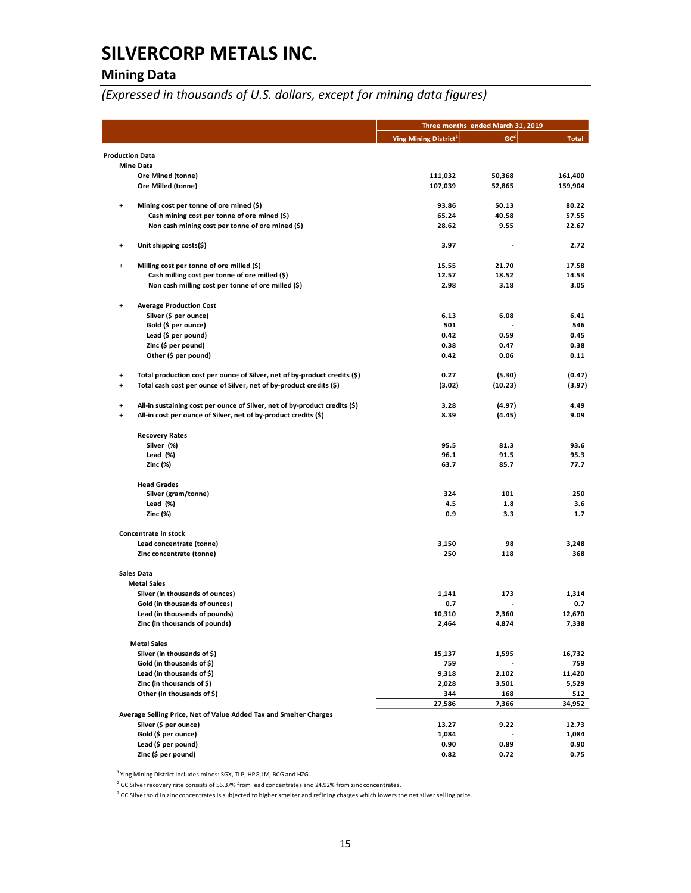# SILVERCORP METALS INC.

## Mining Data

*(Expressed in thousands of U.S. dollars, except for mining data figures)*

| | Three months ended March 31, 2019 | | |
|---|---|---|---|
| | Ying Mining District[1] | GC[2] | Total |
| **Production Data** | | | |
| **Mine Data** | | | |
| Ore Mined (tonne) | 111,032 | 50,368 | 161,400 |
| Ore Milled (tonne) | 107,039 | 52,865 | 159,904 |
| + Mining cost per tonne of ore mined ($) | 93.86 | 50.13 | 80.22 |
| Cash mining cost per tonne of ore mined ($) | 65.24 | 40.58 | 57.55 |
| Non cash mining cost per tonne of ore mined ($) | 28.62 | 9.55 | 22.67 |
| + Unit shipping costs($) | 3.97 | - | 2.72 |
| + Milling cost per tonne of ore milled ($) | 15.55 | 21.70 | 17.58 |
| Cash milling cost per tonne of ore milled ($) | 12.57 | 18.52 | 14.53 |
| Non cash milling cost per tonne of ore milled ($) | 2.98 | 3.18 | 3.05 |
| + Average Production Cost | | | |
| Silver ($ per ounce) | 6.13 | 6.08 | 6.41 |
| Gold ($ per ounce) | 501 | - | 546 |
| Lead ($ per pound) | 0.42 | 0.59 | 0.45 |
| Zinc ($ per pound) | 0.38 | 0.47 | 0.38 |
| Other ($ per pound) | 0.42 | 0.06 | 0.11 |
| + Total production cost per ounce of Silver, net of by-product credits ($) | 0.27 | (5.30) | (0.47) |
| + Total cash cost per ounce of Silver, net of by-product credits ($) | (3.02) | (10.23) | (3.97) |
| + All-in sustaining cost per ounce of Silver, net of by-product credits ($) | 3.28 | (4.97) | 4.49 |
| + All-in cost per ounce of Silver, net of by-product credits ($) | 8.39 | (4.45) | 9.09 |
| **Recovery Rates** | | | |
| Silver (%) | 95.5 | 81.3 | 93.6 |
| Lead (%) | 96.1 | 91.5 | 95.3 |
| Zinc (%) | 63.7 | 85.7 | 77.7 |
| **Head Grades** | | | |
| Silver (gram/tonne) | 324 | 101 | 250 |
| Lead (%) | 4.5 | 1.8 | 3.6 |
| Zinc (%) | 0.9 | 3.3 | 1.7 |
| **Concentrate in stock** | | | |
| Lead concentrate (tonne) | 3,150 | 98 | 3,248 |
| Zinc concentrate (tonne) | 250 | 118 | 368 |
| **Sales Data** | | | |
| **Metal Sales** | | | |
| Silver (in thousands of ounces) | 1,141 | 173 | 1,314 |
| Gold (in thousands of ounces) | 0.7 | - | 0.7 |
| Lead (in thousands of pounds) | 10,310 | 2,360 | 12,670 |
| Zinc (in thousands of pounds) | 2,464 | 4,874 | 7,338 |
| **Metal Sales** | | | |
| Silver (in thousands of $) | 15,137 | 1,595 | 16,732 |
| Gold (in thousands of $) | 759 | - | 759 |
| Lead (in thousands of $) | 9,318 | 2,102 | 11,420 |
| Zinc (in thousands of $) | 2,028 | 3,501 | 5,529 |
| Other (in thousands of $) | 344 | 168 | 512 |
| | 27,586 | 7,366 | 34,952 |
| **Average Selling Price, Net of Value Added Tax and Smelter Charges** | | | |
| Silver ($ per ounce) | 13.27 | 9.22 | 12.73 |
| Gold ($ per ounce) | 1,084 | - | 1,084 |
| Lead ($ per pound) | 0.90 | 0.89 | 0.90 |
| Zinc ($ per pound) | 0.82 | 0.72 | 0.75 |

[1] Ying Mining District includes mines: SGX, TLP, HPG,LM, BCG and HZG.

[2] GC Silver recovery rate consists of 56.37% from lead concentrates and 24.92% from zinc concentrates.

[2] GC Silver sold in zinc concentrates is subjected to higher smelter and refining charges which lowers the net silver selling price.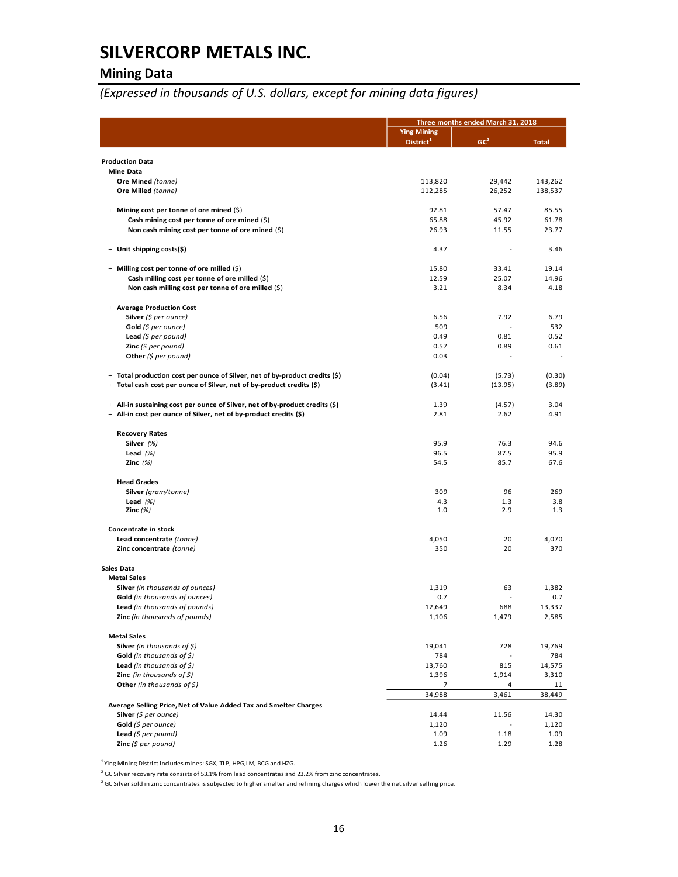# SILVERCORP METALS INC.

## Mining Data

*(Expressed in thousands of U.S. dollars, except for mining data figures)*

| | Three months ended March 31, 2018 | | |
|---|---|---|---|
| | Ying Mining District[1] | GC[2] | Total |
| **Production Data** | | | |
| **Mine Data** | | | |
| **Ore Mined** *(tonne)* | 113,820 | 29,442 | 143,262 |
| **Ore Milled** *(tonne)* | 112,285 | 26,252 | 138,537 |
| + **Mining cost per tonne of ore mined** ($) | 92.81 | 57.47 | 85.55 |
| **Cash mining cost per tonne of ore mined** ($) | 65.88 | 45.92 | 61.78 |
| **Non cash mining cost per tonne of ore mined** ($) | 26.93 | 11.55 | 23.77 |
| + **Unit shipping costs($)** | 4.37 | - | 3.46 |
| + **Milling cost per tonne of ore milled** ($) | 15.80 | 33.41 | 19.14 |
| **Cash milling cost per tonne of ore milled** ($) | 12.59 | 25.07 | 14.96 |
| **Non cash milling cost per tonne of ore milled** ($) | 3.21 | 8.34 | 4.18 |
| + **Average Production Cost** | | | |
| **Silver** *($ per ounce)* | 6.56 | 7.92 | 6.79 |
| **Gold** *($ per ounce)* | 509 | - | 532 |
| **Lead** *($ per pound)* | 0.49 | 0.81 | 0.52 |
| **Zinc** *($ per pound)* | 0.57 | 0.89 | 0.61 |
| **Other** *($ per pound)* | 0.03 | - | - |
| + **Total production cost per ounce of Silver, net of by-product credits ($)** | (0.04) | (5.73) | (0.30) |
| + **Total cash cost per ounce of Silver, net of by-product credits ($)** | (3.41) | (13.95) | (3.89) |
| + **All-in sustaining cost per ounce of Silver, net of by-product credits ($)** | 1.39 | (4.57) | 3.04 |
| + **All-in cost per ounce of Silver, net of by-product credits ($)** | 2.81 | 2.62 | 4.91 |
| **Recovery Rates** | | | |
| **Silver** *(%)* | 95.9 | 76.3 | 94.6 |
| **Lead** *(%)* | 96.5 | 87.5 | 95.9 |
| **Zinc** *(%)* | 54.5 | 85.7 | 67.6 |
| **Head Grades** | | | |
| **Silver** *(gram/tonne)* | 309 | 96 | 269 |
| **Lead** *(%)* | 4.3 | 1.3 | 3.8 |
| **Zinc** *(%)* | 1.0 | 2.9 | 1.3 |
| **Concentrate in stock** | | | |
| **Lead concentrate** *(tonne)* | 4,050 | 20 | 4,070 |
| **Zinc concentrate** *(tonne)* | 350 | 20 | 370 |
| **Sales Data** | | | |
| **Metal Sales** | | | |
| **Silver** *(in thousands of ounces)* | 1,319 | 63 | 1,382 |
| **Gold** *(in thousands of ounces)* | 0.7 | - | 0.7 |
| **Lead** *(in thousands of pounds)* | 12,649 | 688 | 13,337 |
| **Zinc** *(in thousands of pounds)* | 1,106 | 1,479 | 2,585 |
| **Metal Sales** | | | |
| **Silver** *(in thousands of $)* | 19,041 | 728 | 19,769 |
| **Gold** *(in thousands of $)* | 784 | - | 784 |
| **Lead** *(in thousands of $)* | 13,760 | 815 | 14,575 |
| **Zinc** *(in thousands of $)* | 1,396 | 1,914 | 3,310 |
| **Other** *(in thousands of $)* | 7 | 4 | 11 |
| | 34,988 | 3,461 | 38,449 |
| **Average Selling Price, Net of Value Added Tax and Smelter Charges** | | | |
| **Silver** *($ per ounce)* | 14.44 | 11.56 | 14.30 |
| **Gold** *($ per ounce)* | 1,120 | - | 1,120 |
| **Lead** *($ per pound)* | 1.09 | 1.18 | 1.09 |
| **Zinc** *($ per pound)* | 1.26 | 1.29 | 1.28 |

[1] Ying Mining District includes mines: SGX, TLP, HPG, LM, BCG and HZG.

[2] GC Silver recovery rate consists of 53.1% from lead concentrates and 23.2% from zinc concentrates.

[2] GC Silver sold in zinc concentrates is subjected to higher smelter and refining charges which lower the net silver selling price.